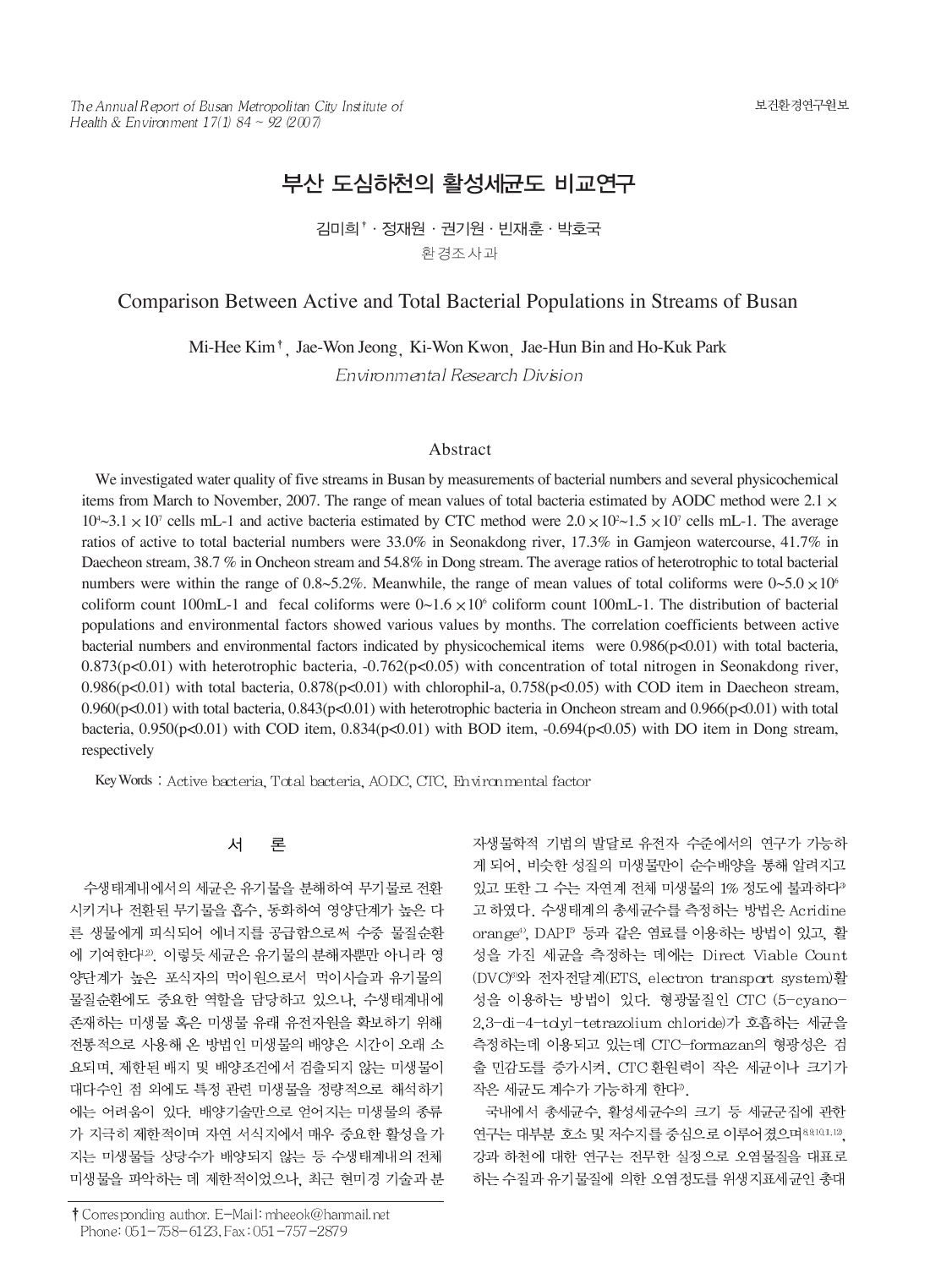# 부산 도심하천의 활성세균도 비교연구

김미희[†] · 정재원 · 권기원 · 빈재훈 · 박호국

환경조사과

# Comparison Between Active and Total Bacterial Populations in Streams of Busan

Mi-Hee Kim[†], Jae-Won Jeong, Ki-Won Kwon, Jae-Hun Bin and Ho-Kuk Park

*Environmental Research Division*

## Abstract

We investigated water quality of five streams in Busan by measurements of bacterial numbers and several physicochemical items from March to November, 2007. The range of mean values of total bacteria estimated by AODC method were $2.1 \times 10^4$~$3.1 \times 10^7$ cells mL-1 and active bacteria estimated by CTC method were $2.0 \times 10^2$~$1.5 \times 10^7$ cells mL-1. The average ratios of active to total bacterial numbers were 33.0% in Seonakdong river, 17.3% in Gamjeon watercourse, 41.7% in Daecheon stream, 38.7 % in Oncheon stream and 54.8% in Dong stream. The average ratios of heterotrophic to total bacterial numbers were within the range of 0.8~5.2%. Meanwhile, the range of mean values of total coliforms were 0~$5.0 \times 10^6$ coliform count 100mL-1 and fecal coliforms were 0~$1.6 \times 10^6$ coliform count 100mL-1. The distribution of bacterial populations and environmental factors showed various values by months. The correlation coefficients between active bacterial numbers and environmental factors indicated by physicochemical items were 0.986($p<0.01$) with total bacteria, 0.873($p<0.01$) with heterotrophic bacteria, -0.762($p<0.05$) with concentration of total nitrogen in Seonakdong river, 0.986($p<0.01$) with total bacteria, 0.878($p<0.01$) with chlorophil-a, 0.758($p<0.05$) with COD item in Daecheon stream, 0.960($p<0.01$) with total bacteria, 0.843($p<0.01$) with heterotrophic bacteria in Oncheon stream and 0.966($p<0.01$) with total bacteria, 0.950($p<0.01$) with COD item, 0.834($p<0.01$) with BOD item, -0.694($p<0.05$) with DO item in Dong stream, respectively

Key Words : Active bacteria, Total bacteria, AODC, CTC, Environmental factor

## 서 론

수생태계내에서의 세균은 유기물을 분해하여 무기물로 전환시키거나 전환된 무기물을 흡수, 동화하여 영양단계가 높은 다른 생물에게 피식되어 에너지를 공급함으로써 수중 물질순환에 기여한다[1,2]. 이렇듯 세균은 유기물의 분해자뿐만 아니라 영양단계가 높은 포식자의 먹이원으로서 먹이사슬과 유기물의 물질순환에도 중요한 역할을 담당하고 있으나, 수생태계내에 존재하는 미생물 혹은 미생물 유래 유전자원을 확보하기 위해 전통적으로 사용해 온 방법인 미생물의 배양은 시간이 오래 소요되며, 제한된 배지 및 배양조건에서 검출되지 않는 미생물이 대다수인 점 외에도 특정 관련 미생물을 정량적으로 해석하기에는 어려움이 있다. 배양기술만으로 얻어지는 미생물의 종류가 지극히 제한적이며 자연 서식지에서 매우 중요한 활성을 가지는 미생물들 상당수가 배양되지 않는 등 수생태계내의 전체 미생물을 파악하는 데 제한적이었으나, 최근 현미경 기술과 분자생물학적 기법의 발달로 유전자 수준에서의 연구가 가능하게 되어, 비슷한 성질의 미생물만이 순수배양을 통해 알려지고 있고 또한 그 수는 자연계 전체 미생물의 1% 정도에 불과하다[3]고 하였다. 수생태계의 총세균수를 측정하는 방법은 Acridine orange[4], DAPI[5] 등과 같은 염료를 이용하는 방법이 있고, 활성을 가진 세균을 측정하는 데에는 Direct Viable Count (DVC)[6]와 전자전달계(ETS, electron transport system)활성을 이용하는 방법이 있다. 형광물질인 CTC (5-cyano-2,3-di-4-tolyl-tetrazolium chloride)가 호흡하는 세균을 측정하는데 이용되고 있는데 CTC-formazan의 형광성은 검출 민감도를 증가시켜, CTC 환원력이 작은 세균이나 크기가 작은 세균도 계수가 가능하게 한다[7].

국내에서 총세균수, 활성세균수의 크기 등 세균군집에 관한 연구는 대부분 호소 및 저수지를 중심으로 이루어졌으며[8,9,10,11,12], 강과 하천에 대한 연구는 전무한 실정으로 오염물질을 대표로 하는 수질과 유기물질에 의한 오염정도를 위생지표세균인 총대

[†] Corresponding author. E-Mail: mheeok@hanmail.net
Phone: 051-758-6123, Fax: 051-757-2879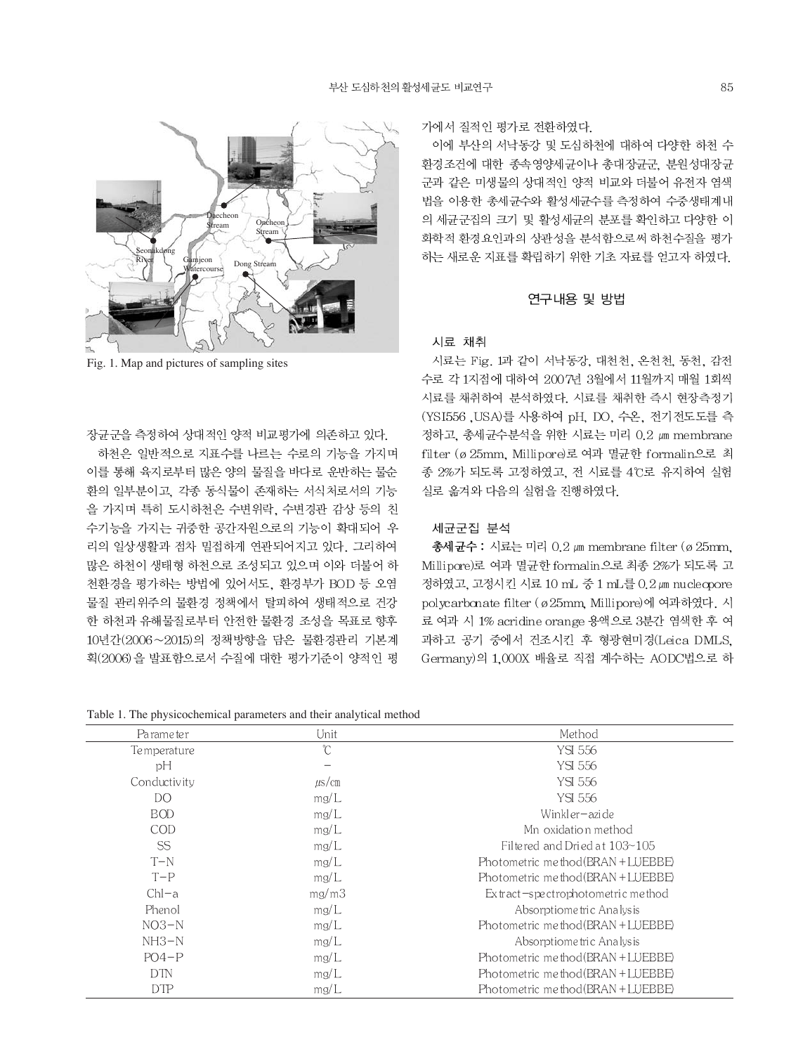Fig. 1. Map and pictures of sampling sites

장균군을 측정하여 상대적인 양적 비교평가에 의존하고 있다.

하천은 일반적으로 지표수를 나르는 수로의 기능을 가지며 이를 통해 육지로부터 많은 양의 물질을 바다로 운반하는 물순환의 일부분이고, 각종 동식물이 존재하는 서식처로서의 기능을 가지며 특히 도시하천은 수변위락, 수변경관 감상 등의 친수기능을 가지는 귀중한 공간자원으로의 기능이 확대되어 우리의 일상생활과 점차 밀접하게 연관되어지고 있다. 그리하여 많은 하천이 생태형 하천으로 조성되고 있으며 이와 더불어 하천환경을 평가하는 방법에 있어서도, 환경부가 BOD 등 오염물질 관리위주의 물환경 정책에서 탈피하여 생태적으로 건강한 하천과 유해물질로부터 안전한 물환경 조성을 목표로 향후 10년간(2006~2015)의 정책방향을 담은 물환경관리 기본계획(2006)을 발표함으로서 수질에 대한 평가기준이 양적인 평가에서 질적인 평가로 전환하였다.

이에 부산의 서낙동강 및 도심하천에 대하여 다양한 하천 수환경조건에 대한 종속영양세균이나 총대장균군, 분원성대장균군과 같은 미생물의 상대적인 양적 비교와 더불어 유전자 염색법을 이용한 총세균수와 활성세균수를 측정하여 수중생태계내의 세균군집의 크기 및 활성세균의 분포를 확인하고 다양한 이화학적 환경요인과의 상관성을 분석함으로써 하천수질을 평가하는 새로운 지표를 확립하기 위한 기초 자료를 얻고자 하였다.

## 연구내용 및 방법

### 시료 채취

시료는 Fig. 1과 같이 서낙동강, 대천천, 온천천, 동천, 감전수로 각 1지점에 대하여 2007년 3월에서 11월까지 매월 1회씩 시료를 채취하여 분석하였다. 시료를 채취한 즉시 현장측정기(YSI556 ,USA)를 사용하여 pH, DO, 수온, 전기전도도를 측정하고, 총세균수분석을 위한 시료는 미리 0.2 ㎛ membrane filter (ø 25mm, Millipore)로 여과 멸균한 formalin으로 최종 2%가 되도록 고정하였고, 전 시료를 4℃로 유지하여 실험실로 옮겨와 다음의 실험을 진행하였다.

### 세균군집 분석

**총세균수 :** 시료는 미리 0.2 ㎛ membrane filter (ø 25mm, Millipore)로 여과 멸균한 formalin으로 최종 2%가 되도록 고정하였고, 고정시킨 시료 10 mL 중 1 mL를 0.2 ㎛ nucleopore polycarbonate filter (ø 25mm, Millipore)에 여과하였다. 시료 여과 시 1% acridine orange 용액으로 3분간 염색한 후 여과하고 공기 중에서 건조시킨 후 형광현미경(Leica DMLS, Germany)의 1,000X 배율로 직접 계수하는 AODC법으로 하

Table 1. The physicochemical parameters and their analytical method

| Parameter | Unit | Method |
|---|---|---|
| Temperature | ℃ | YSI 556 |
| pH | – | YSI 556 |
| Conductivity | ㎲/㎝ | YSI 556 |
| DO | mg/L | YSI 556 |
| BOD | mg/L | Winkler–azide |
| COD | mg/L | Mn oxidation method |
| SS | mg/L | Filtered and Dried at 103~105 |
| T–N | mg/L | Photometric method(BRAN+LUEBBE) |
| T–P | mg/L | Photometric method(BRAN+LUEBBE) |
| Chl–a | mg/m3 | Extract–spectrophotometric method |
| Phenol | mg/L | Absorptiometric Analysis |
| NO3–N | mg/L | Photometric method(BRAN+LUEBBE) |
| NH3–N | mg/L | Absorptiometric Analysis |
| PO4–P | mg/L | Photometric method(BRAN+LUEBBE) |
| DTN | mg/L | Photometric method(BRAN+LUEBBE) |
| DTP | mg/L | Photometric method(BRAN+LUEBBE) |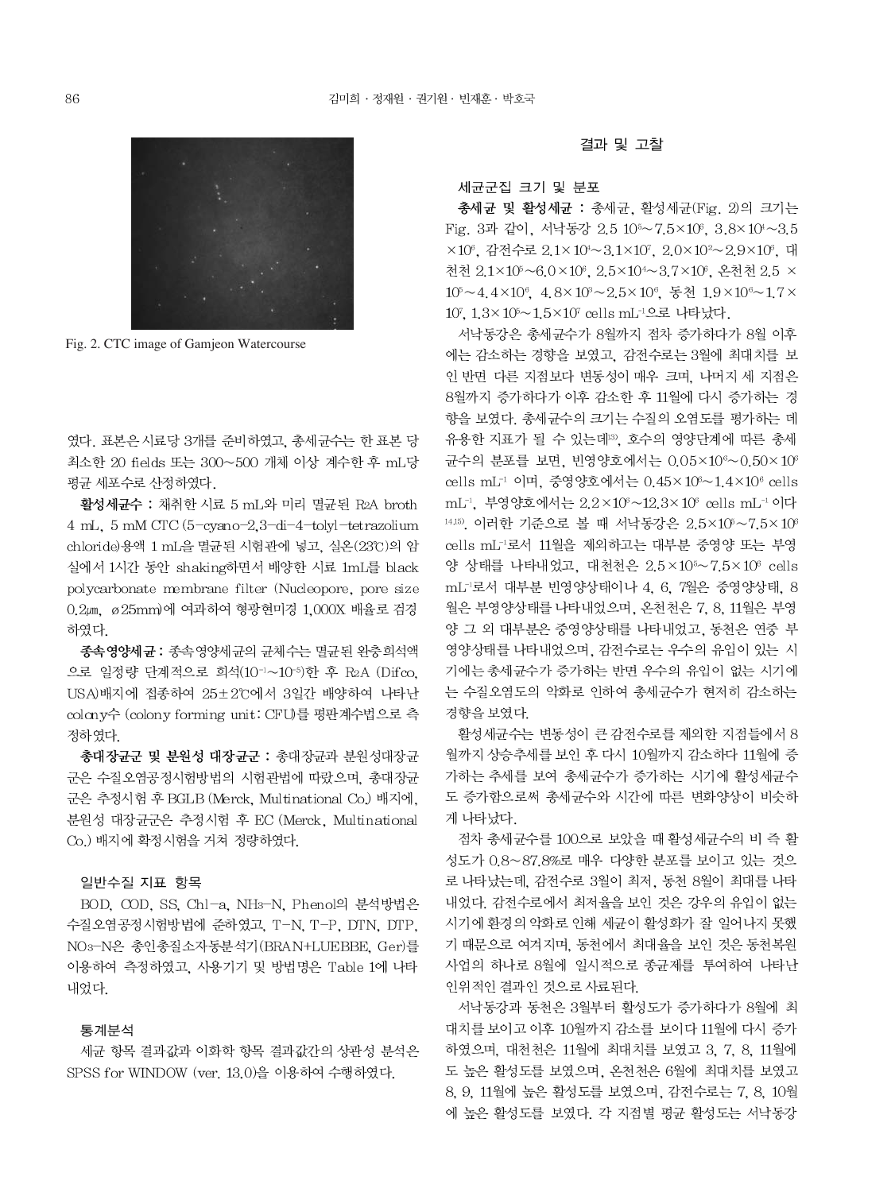Fig. 2. CTC image of Gamjeon Watercourse

였다. 표본은 시료당 3개를 준비하였고, 총세균수는 한 표본 당 최소한 20 fields 또는 300∼500 개체 이상 계수한 후 mL당 평균 세포수로 산정하였다.

**활성세균수 :** 채취한 시료 5 mL와 미리 멸균된 $R_2A$ broth 4 mL, 5 mM CTC (5-cyano-2,3-di-4-tolyl-tetrazolium chloride)용액 1 mL을 멸균된 시험관에 넣고, 실온(23℃)의 암실에서 1시간 동안 shaking하면서 배양한 시료 1mL를 black polycarbonate membrane filter (Nucleopore, pore size 0.2㎛, ø25mm)에 여과하여 형광현미경 1,000X 배율로 검경하였다.

**종속영양세균 :** 종속영양세균의 균체수는 멸균된 완충희석액으로 일정량 단계적으로 희석($10^{-1}$∼$10^{-5}$)한 후 $R_2A$ (Difco, USA)배지에 접종하여 25±2℃에서 3일간 배양하여 나타난 colony수 (colony forming unit: CFU)를 평판계수법으로 측정하였다.

**총대장균군 및 분원성 대장균군 :** 총대장균과 분원성대장균군은 수질오염공정시험방법의 시험관법에 따랐으며, 총대장균군은 추정시험 후 BGLB (Merck, Multinational Co.) 배지에, 분원성 대장균군은 추정시험 후 EC (Merck, Multinational Co.) 배지에 확정시험을 거쳐 정량하였다.

### 일반수질 지표 항목

BOD, COD, SS, Chl-a, $NH_3$-N, Phenol의 분석방법은 수질오염공정시험방법에 준하였고, T-N, T-P, DTN, DTP, $NO_3$-N은 총인총질소자동분석기(BRAN+LUEBBE, Ger)를 이용하여 측정하였고, 사용기기 및 방법명은 Table 1에 나타내었다.

### 통계분석

세균 항목 결과값과 이화학 항목 결과값간의 상관성 분석은 SPSS for WINDOW (ver. 13.0)을 이용하여 수행하였다.

## 결과 및 고찰

### 세균군집 크기 및 분포

**총세균 및 활성세균 :** 총세균, 활성세균(Fig. 2)의 크기는 Fig. 3과 같이, 서낙동강 2.5 $10^5$∼$7.5\times10^6$, $3.8\times10^4$∼$3.5\times10^6$, 감전수로 $2.1\times10^4$∼$3.1\times10^7$, $2.0\times10^2$∼$2.9\times10^6$, 대천천 $2.1\times10^5$∼$6.0\times10^6$, $2.5\times10^4$∼$3.7\times10^6$, 온천천 $2.5\times10^5$∼$4.4\times10^6$, $4.8\times10^3$∼$2.5\times10^6$, 동천 $1.9\times10^6$∼$1.7\times10^7$, $1.3\times10^5$∼$1.5\times10^7$ cells $mL^{-1}$으로 나타났다.

서낙동강은 총세균수가 8월까지 점차 증가하다가 8월 이후에는 감소하는 경향을 보였고, 감전수로는 3월에 최대치를 보인 반면 다른 지점보다 변동성이 매우 크며, 나머지 세 지점은 8월까지 증가하다가 이후 감소한 후 11월에 다시 증가하는 경향을 보였다. 총세균수의 크기는 수질의 오염도를 평가하는 데 유용한 지표가 될 수 있는데[3], 호수의 영양단계에 따른 총세균수의 분포를 보면, 빈영양호에서는 $0.05\times10^6$∼$0.50\times10^6$ cells $mL^{-1}$ 이며, 중영양호에서는 $0.45\times10^6$∼$1.4\times10^6$ cells $mL^{-1}$, 부영양호에서는 $2.2\times10^6$∼$12.3\times10^6$ cells $mL^{-1}$ 이다[14,15]. 이러한 기준으로 볼 때 서낙동강은 $2.5\times10^5$∼$7.5\times10^6$ cells $mL^{-1}$로서 11월을 제외하고는 대부분 중영양 또는 부영양 상태를 나타내었고, 대천천은 $2.5\times10^5$∼$7.5\times10^6$ cells $mL^{-1}$로서 대부분 빈영양상태이나 4, 6, 7월은 중영양상태, 8월은 부영양상태를 나타내었으며, 온천천은 7, 8, 11월은 부영양 그 외 대부분은 중영양상태를 나타내었고, 동천은 연중 부영양상태를 나타내었으며, 감전수로는 우수의 유입이 있는 시기에는 총세균수가 증가하는 반면 우수의 유입이 없는 시기에는 수질오염도의 악화로 인하여 총세균수가 현저히 감소하는 경향을 보였다.

활성세균수는 변동성이 큰 감전수로를 제외한 지점들에서 8월까지 상승추세를 보인 후 다시 10월까지 감소하다 11월에 증가하는 추세를 보여 총세균수가 증가하는 시기에 활성세균수도 증가함으로써 총세균수와 시간에 따른 변화양상이 비슷하게 나타났다.

점차 총세균수를 100으로 보았을 때 활성세균수의 비 즉 활성도가 0.8∼87.8%로 매우 다양한 분포를 보이고 있는 것으로 나타났는데, 감전수로 3월이 최저, 동천 8월이 최대를 나타내었다. 감전수로에서 최저율을 보인 것은 강우의 유입이 없는 시기에 환경의 악화로 인해 세균이 활성화가 잘 일어나지 못했기 때문으로 여겨지며, 동천에서 최대율을 보인 것은 동천복원사업의 하나로 8월에 일시적으로 종균제를 투여하여 나타난 인위적인 결과인 것으로 사료된다.

서낙동강과 동천은 3월부터 활성도가 증가하다가 8월에 최대치를 보이고 이후 10월까지 감소를 보이다 11월에 다시 증가하였으며, 대천천은 11월에 최대치를 보였고 3, 7, 8, 11월에도 높은 활성도를 보였으며, 온천천은 6월에 최대치를 보였고 8, 9, 11월에 높은 활성도를 보였으며, 감전수로는 7, 8, 10월에 높은 활성도를 보였다. 각 지점별 평균 활성도는 서낙동강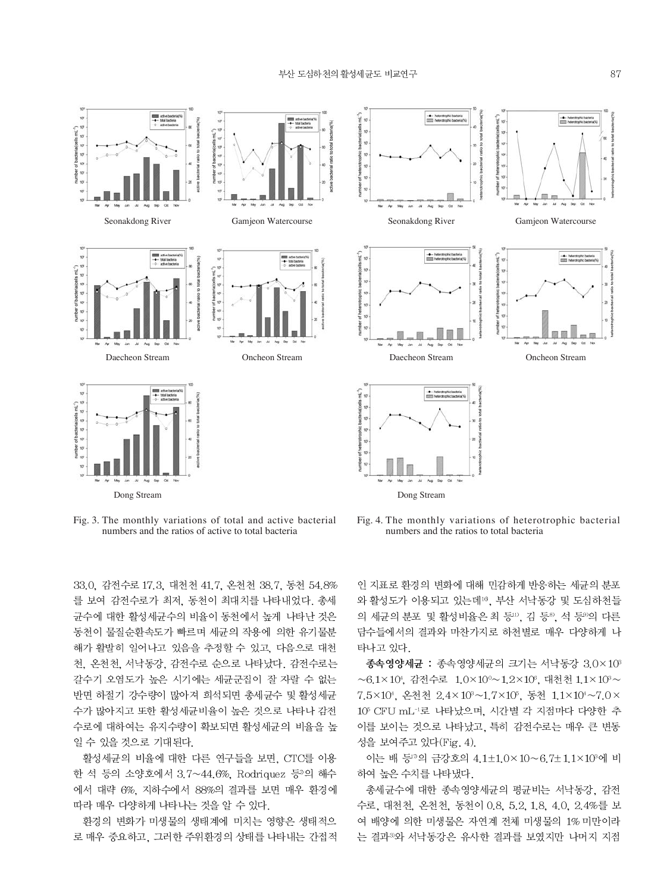Seonakdong River
Gamjeon Watercourse
Daecheon Stream
Oncheon Stream
Dong Stream

Fig. 3. The monthly variations of total and active bacterial numbers and the ratios of active to total bacteria

Seonakdong River
Gamjeon Watercourse
Daecheon Stream
Oncheon Stream
Dong Stream

Fig. 4. The monthly variations of heterotrophic bacterial numbers and the ratios to total bacteria

33.0, 감전수로 17.3, 대천천 41.7, 온천천 38.7, 동천 54.8%를 보여 감전수로가 최저, 동천이 최대치를 나타내었다. 총세균수에 대한 활성세균수의 비율이 동천에서 높게 나타난 것은 동천이 물질순환속도가 빠르며 세균의 작용에 의한 유기물분해가 활발히 일어나고 있음을 추정할 수 있고, 다음으로 대천천, 온천천, 서낙동강, 감전수로 순으로 나타났다. 감전수로는 갈수기 오염도가 높은 시기에는 세균군집이 잘 자랄 수 없는 반면 하절기 강수량이 많아져 희석되면 총세균수 및 활성세균수가 많아지고 또한 활성세균비율이 높은 것으로 나타나 감전수로에 대하여는 유지수량이 확보되면 활성세균의 비율을 높일 수 있을 것으로 기대된다.

활성세균의 비율에 대한 다른 연구들을 보면, CTC를 이용한 석 등의 소양호에서 3.7~44.6%, Rodriquez 등[2]의 해수에서 대략 6%, 지하수에서 88%의 결과를 보면 매우 환경에 따라 매우 다양하게 나타나는 것을 알 수 있다.

환경의 변화가 미생물의 생태계에 미치는 영향은 생태적으로 매우 중요하고, 그러한 주위환경의 상태를 나타내는 간접적인 지표로 환경의 변화에 대해 민감하게 반응하는 세균의 분포와 활성도가 이용되고 있는데[16], 부산 서낙동강 및 도심하천들의 세균의 분포 및 활성비율은 최 등[11], 김 등[8], 석 등[3]의 다른 담수들에서의 결과와 마찬가지로 하천별로 매우 다양하게 나타나고 있다.

**종속영양세균 :** 종속영양세균의 크기는 서낙동강 $3.0\times10^3$~$6.1\times10^4$, 감전수로 $1.0\times10^0$~$1.2\times10^6$, 대천천 $1.1\times10^3$~$7.5\times10^4$, 온천천 $2.4\times10^3$~$1.7\times10^5$, 동천 $1.1\times10^4$~$7.0\times10^5$ CFU $mL^{-1}$로 나타났으며, 시간별 각 지점마다 다양한 추이를 보이는 것으로 나타났고, 특히 감전수로는 매우 큰 변동성을 보여주고 있다(Fig. 4).

이는 배 등[17]의 금강호의 $4.1\pm1.0\times10$~$6.7\pm1.1\times10^3$에 비하여 높은 수치를 나타냈다.

총세균수에 대한 종속영양세균의 평균비는 서낙동강, 감전수로, 대천천, 온천천, 동천이 0.8, 5.2, 1.8, 4.0, 2.4%를 보여 배양에 의한 미생물은 자연계 전체 미생물의 1% 미만이라는 결과[3]와 서낙동강은 유사한 결과를 보였지만 나머지 지점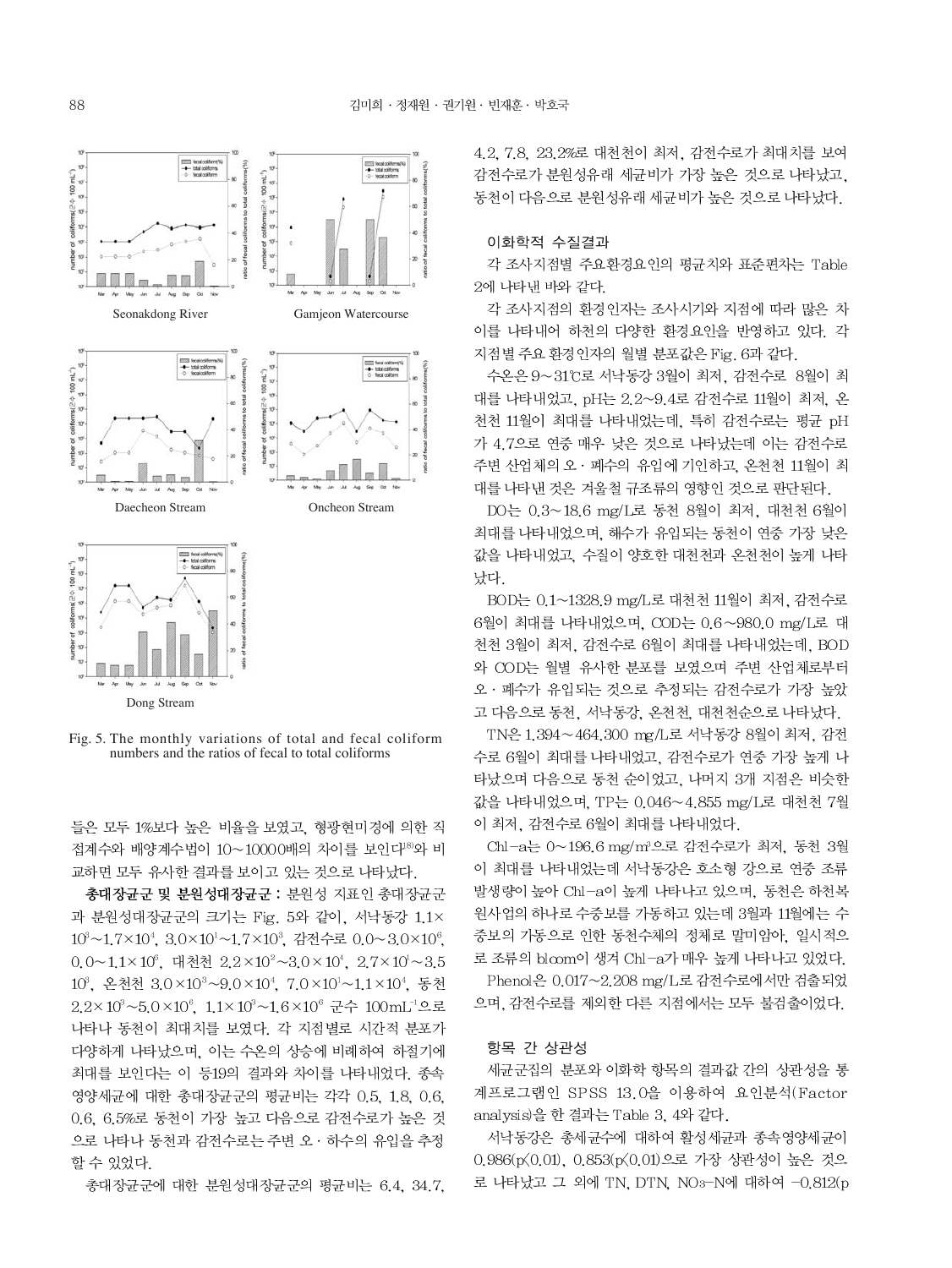Seonakdong River

Gamjeon Watercourse

Daecheon Stream

Oncheon Stream

Dong Stream

Fig. 5. The monthly variations of total and fecal coliform numbers and the ratios of fecal to total coliforms

들은 모두 1%보다 높은 비율을 보였고, 형광현미경에 의한 직접계수와 배양계수법이 10~10000배의 차이를 보인다[18]와 비교하면 모두 유사한 결과를 보이고 있는 것으로 나타났다.

**총대장균군 및 분원성대장균군 :** 분원성 지표인 총대장균군과 분원성대장균군의 크기는 Fig. 5와 같이, 서낙동강 $1.1\times 10^3$~$1.7\times 10^4$, $3.0\times 10^1$~$1.7\times 10^3$, 감전수로 $0.0$~$3.0\times 10^6$, $0.0$~$1.1\times 10^6$, 대천천 $2.2\times 10^2$~$3.0\times 10^4$, $2.7\times 10^1$~$3.5\times 10^3$, 온천천 $3.0\times 10^3$~$9.0\times 10^4$, $7.0\times 10^1$~$1.1\times 10^4$, 동천 $2.2\times 10^3$~$5.0\times 10^6$, $1.1\times 10^3$~$1.6\times 10^6$ 군수 $100mL^{-1}$으로 나타나 동천이 최대치를 보였다. 각 지점별로 시간적 분포가 다양하게 나타났으며, 이는 수온의 상승에 비례하여 하절기에 최대를 보인다는 이 등19의 결과와 차이를 나타내었다. 종속영양세균에 대한 총대장균군의 평균비는 각각 0.5, 1.8, 0.6, 0.6, 6.5%로 동천이 가장 높고 다음으로 감전수로가 높은 것으로 나타나 동천과 감전수로는 주변 오 · 하수의 유입을 추정할 수 있었다.

총대장균군에 대한 분원성대장균군의 평균비는 6.4, 34.7, 4.2, 7.8, 23.2%로 대천천이 최저, 감전수로가 최대치를 보여 감전수로가 분원성유래 세균비가 가장 높은 것으로 나타났고, 동천이 다음으로 분원성유래 세균비가 높은 것으로 나타났다.

### 이화학적 수질결과

각 조사지점별 주요환경요인의 평균치와 표준편차는 Table 2에 나타낸 바와 같다.

각 조사지점의 환경인자는 조사시기와 지점에 따라 많은 차이를 나타내어 하천의 다양한 환경요인을 반영하고 있다. 각 지점별 주요 환경인자의 월별 분포값은 Fig. 6과 같다.

수온은 9~31℃로 서낙동강 3월이 최저, 감전수로 8월이 최대를 나타내었고, pH는 2.2~9.4로 감전수로 11월이 최저, 온천천 11월이 최대를 나타내었는데, 특히 감전수로는 평균 pH가 4.7으로 연중 매우 낮은 것으로 나타났는데 이는 감전수로 주변 산업체의 오 · 폐수의 유입에 기인하고, 온천천 11월이 최대를 나타낸 것은 겨울철 규조류의 영향인 것으로 판단된다.

DO는 0.3~18.6 mg/L로 동천 8월이 최저, 대천천 6월이 최대를 나타내었으며, 해수가 유입되는 동천이 연중 가장 낮은 값을 나타내었고, 수질이 양호한 대천천과 온천천이 높게 나타났다.

BOD는 0.1~1328.9 mg/L로 대천천 11월이 최저, 감전수로 6월이 최대를 나타내었으며, COD는 0.6~980.0 mg/L로 대천천 3월이 최저, 감전수로 6월이 최대를 나타내었는데, BOD와 COD는 월별 유사한 분포를 보였으며 주변 산업체로부터 오 · 폐수가 유입되는 것으로 추정되는 감전수로가 가장 높았고 다음으로 동천, 서낙동강, 온천천, 대천천순으로 나타났다.

TN은 1.394~464.300 mg/L로 서낙동강 8월이 최저, 감전수로 6월이 최대를 나타내었고, 감전수로가 연중 가장 높게 나타났으며 다음으로 동천 순이었고, 나머지 3개 지점은 비슷한 값을 나타내었으며, TP는 0.046~4.855 mg/L로 대천천 7월이 최저, 감전수로 6월이 최대를 나타내었다.

Chl-a는 0~196.6 mg/$m^3$으로 감전수로가 최저, 동천 3월이 최대를 나타내었는데 서낙동강은 호소형 강으로 연중 조류발생량이 높아 Chl-a이 높게 나타나고 있으며, 동천은 하천복원사업의 하나로 수중보를 가동하고 있는데 3월과 11월에는 수중보의 가동으로 인한 동천수체의 정체로 말미암아, 일시적으로 조류의 bloom이 생겨 Chl-a가 매우 높게 나타나고 있었다.

Phenol은 0.017~2.208 mg/L로 감전수로에서만 검출되었으며, 감전수로를 제외한 다른 지점에서는 모두 불검출이었다.

### 항목 간 상관성

세균군집의 분포와 이화학 항목의 결과값 간의 상관성을 통계프로그램인 SPSS 13.0을 이용하여 요인분석(Factor analysis)을 한 결과는 Table 3, 4와 같다.

서낙동강은 총세균수에 대하여 활성세균과 종속영양세균이 0.986($p<0.01$), 0.853($p<0.01$)으로 가장 상관성이 높은 것으로 나타났고 그 외에 TN, DTN, $NO_3$-N에 대하여 -0.812(p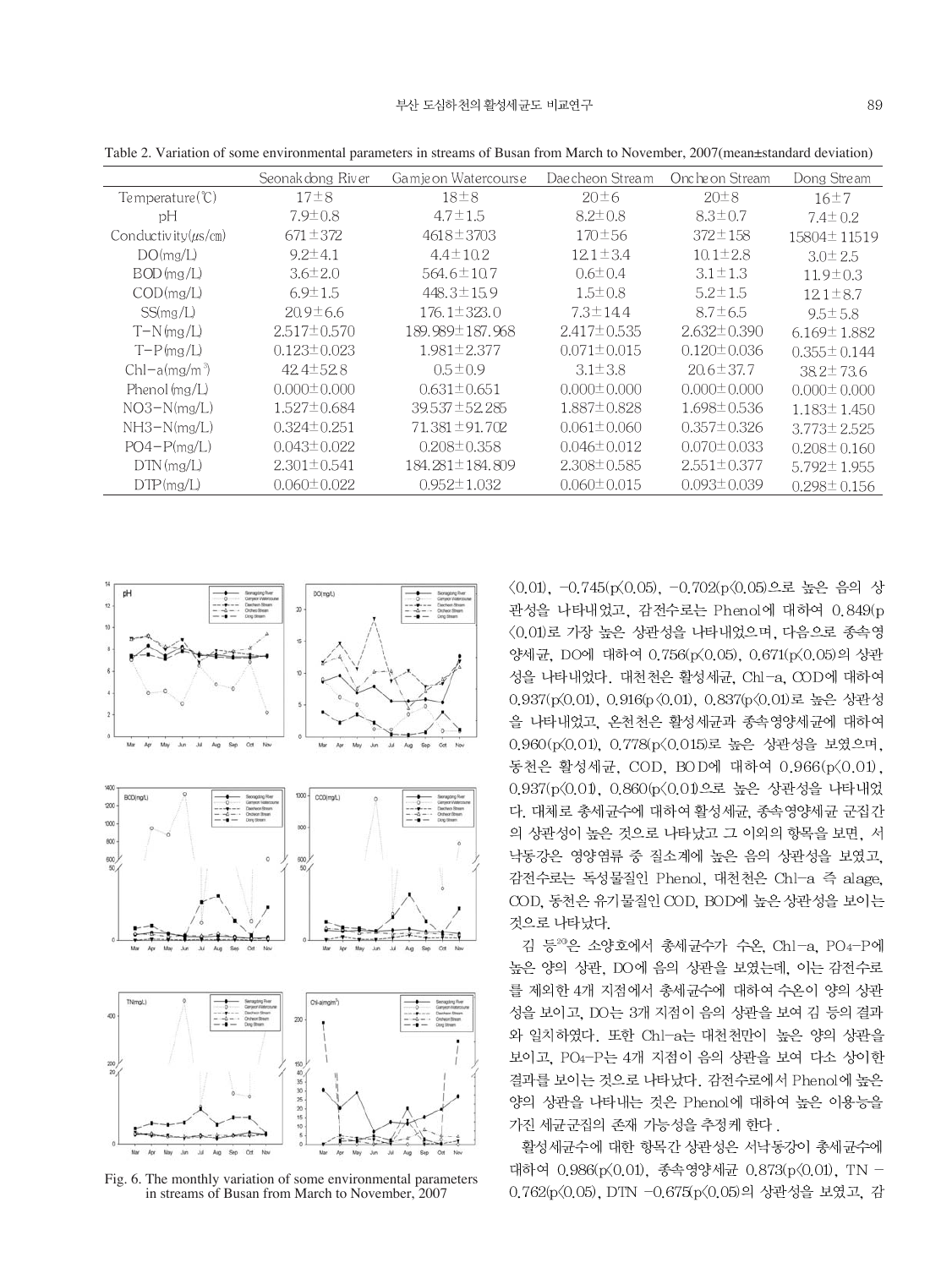Table 2. Variation of some environmental parameters in streams of Busan from March to November, 2007(mean±standard deviation)

| | Seonakdong River | Gamjeon Watercourse | Daecheon Stream | Oncheon Stream | Dong Stream |
|---|---|---|---|---|---|
| Temperature(℃) | 17±8 | 18±8 | 20±6 | 20±8 | 16±7 |
| pH | 7.9±0.8 | 4.7±1.5 | 8.2±0.8 | 8.3±0.7 | 7.4±0.2 |
| Conductivity(㎲/㎝) | 671±372 | 4618±3703 | 170±56 | 372±158 | 15804±11519 |
| DO(mg/L) | 9.2±4.1 | 4.4±10.2 | 12.1±3.4 | 10.1±2.8 | 3.0±2.5 |
| BOD(mg/L) | 3.6±2.0 | 564.6±10.7 | 0.6±0.4 | 3.1±1.3 | 11.9±0.3 |
| COD(mg/L) | 6.9±1.5 | 448.3±15.9 | 1.5±0.8 | 5.2±1.5 | 12.1±8.7 |
| SS(mg/L) | 20.9±6.6 | 176.1±323.0 | 7.3±14.4 | 8.7±6.5 | 9.5±5.8 |
| T-N(mg/L) | 2.517±0.570 | 189.989±187.968 | 2.417±0.535 | 2.632±0.390 | 6.169±1.882 |
| T-P(mg/L) | 0.123±0.023 | 1.981±2.377 | 0.071±0.015 | 0.120±0.036 | 0.355±0.144 |
| Chl-a(mg/m³) | 42.4±52.8 | 0.5±0.9 | 3.1±3.8 | 20.6±37.7 | 38.2±73.6 |
| Phenol(mg/L) | 0.000±0.000 | 0.631±0.651 | 0.000±0.000 | 0.000±0.000 | 0.000±0.000 |
| NO3-N(mg/L) | 1.527±0.684 | 39.537±52.285 | 1.887±0.828 | 1.698±0.536 | 1.183±1.450 |
| NH3-N(mg/L) | 0.324±0.251 | 71.381±91.702 | 0.061±0.060 | 0.357±0.326 | 3.773±2.525 |
| PO4-P(mg/L) | 0.043±0.022 | 0.208±0.358 | 0.046±0.012 | 0.070±0.033 | 0.208±0.160 |
| DTN(mg/L) | 2.301±0.541 | 184.281±184.809 | 2.308±0.585 | 2.551±0.377 | 5.792±1.955 |
| DTP(mg/L) | 0.060±0.022 | 0.952±1.032 | 0.060±0.015 | 0.093±0.039 | 0.298±0.156 |

Fig. 6. The monthly variation of some environmental parameters in streams of Busan from March to November, 2007

$(p<0.01)$, -0.745$(p<0.05)$, -0.702$(p<0.05)$으로 높은 음의 상관성을 나타내었고, 감전수로는 Phenol에 대하여 0.849$(p<0.01)$로 가장 높은 상관성을 나타내었으며, 다음으로 종속영양세균, DO에 대하여 0.756$(p<0.05)$, 0.671$(p<0.05)$의 상관성을 나타내었다. 대천천은 활성세균, Chl-a, COD에 대하여 0.937$(p<0.01)$, 0.916$(p<0.01)$, 0.837$(p<0.01)$로 높은 상관성을 나타내었고, 온천천은 활성세균과 종속영양세균에 대하여 0.960$(p<0.01)$, 0.778$(p<0.015)$로 높은 상관성을 보였으며, 동천은 활성세균, COD, BOD에 대하여 0.966$(p<0.01)$, 0.937$(p<0.01)$, 0.860$(p<0.01)$으로 높은 상관성을 나타내었다. 대체로 총세균수에 대하여 활성세균, 종속영양세균 군집간의 상관성이 높은 것으로 나타났고 그 이외의 항목을 보면, 서낙동강은 영양염류 중 질소계에 높은 음의 상관성을 보였고, 감전수로는 독성물질인 Phenol, 대천천은 Chl-a 즉 alage, COD, 동천은 유기물질인 COD, BOD에 높은 상관성을 보이는 것으로 나타났다.

김 등[20]은 소양호에서 총세균수가 수온, Chl-a, PO4-P에 높은 양의 상관, DO에 음의 상관을 보였는데, 이는 감전수로를 제외한 4개 지점에서 총세균수에 대하여 수온이 양의 상관성을 보이고, DO는 3개 지점이 음의 상관을 보여 김 등의 결과와 일치하였다. 또한 Chl-a는 대천천만이 높은 양의 상관을 보이고, PO4-P는 4개 지점이 음의 상관을 보여 다소 상이한 결과를 보이는 것으로 나타났다. 감전수로에서 Phenol에 높은 양의 상관을 나타내는 것은 Phenol에 대하여 높은 이용능을 가진 세균군집의 존재 가능성을 추정케 한다.

활성세균수에 대한 항목간 상관성은 서낙동강이 총세균수에 대하여 0.986$(p<0.01)$, 종속영양세균 0.873$(p<0.01)$, TN -0.762$(p<0.05)$, DTN -0.675$(p<0.05)$의 상관성을 보였고, 감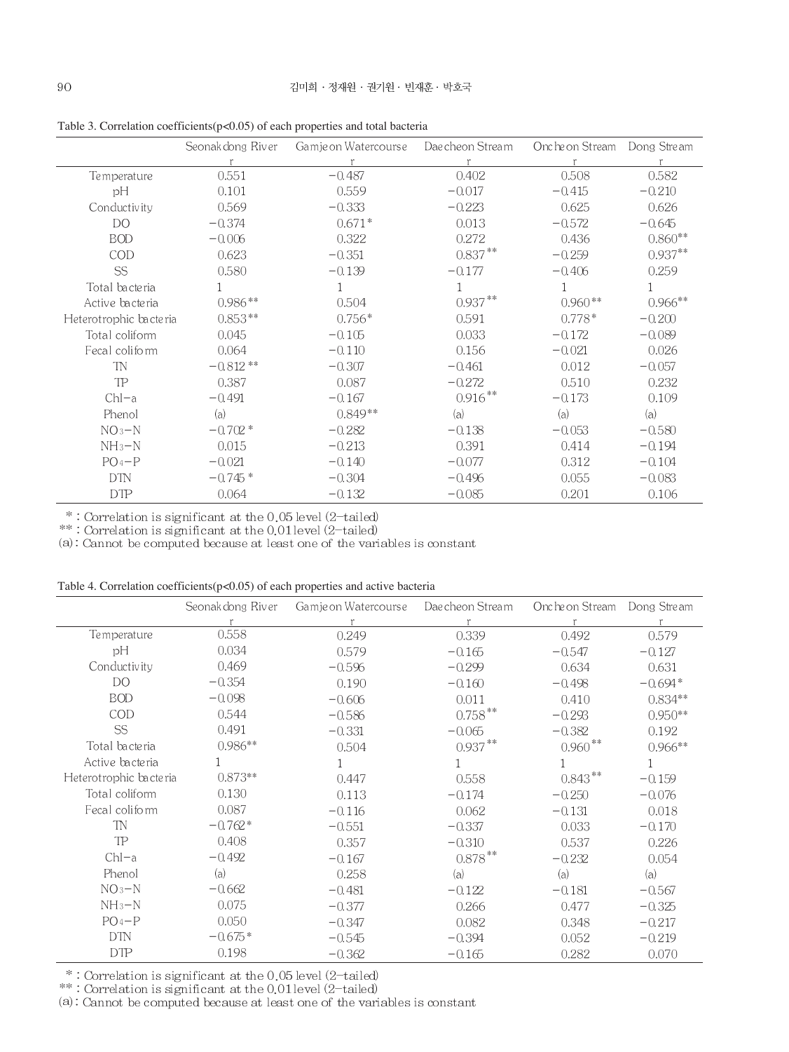Table 3. Correlation coefficients($p$<0.05) of each properties and total bacteria

| | Seonakdong River | Gamjeon Watercourse | Daecheon Stream | Oncheon Stream | Dong Stream |
|---|---|---|---|---|---|
| | r | r | r | r | r |
| Temperature | 0.551 | −0.487 | 0.402 | 0.508 | 0.582 |
| pH | 0.101 | 0.559 | −0.017 | −0.415 | −0.210 |
| Conductivity | 0.569 | −0.333 | −0.223 | 0.625 | 0.626 |
| DO | −0.374 | 0.671* | 0.013 | −0.572 | −0.645 |
| BOD | −0.006 | 0.322 | 0.272 | 0.436 | 0.860** |
| COD | 0.623 | −0.351 | 0.837** | −0.259 | 0.937** |
| SS | 0.580 | −0.139 | −0.177 | −0.406 | 0.259 |
| Total bacteria | 1 | 1 | 1 | 1 | 1 |
| Active bacteria | 0.986** | 0.504 | 0.937** | 0.960** | 0.966** |
| Heterotrophic bacteria | 0.853** | 0.756* | 0.591 | 0.778* | −0.200 |
| Total coliform | 0.045 | −0.105 | 0.033 | −0.172 | −0.089 |
| Fecal coliform | 0.064 | −0.110 | 0.156 | −0.021 | 0.026 |
| TN | −0.812** | −0.307 | −0.461 | 0.012 | −0.057 |
| TP | 0.387 | 0.087 | −0.272 | 0.510 | 0.232 |
| Chl-a | −0.491 | −0.167 | 0.916** | −0.173 | 0.109 |
| Phenol | (a) | 0.849** | (a) | (a) | (a) |
| $NO_3$-N | −0.702* | −0.282 | −0.138 | −0.053 | −0.580 |
| $NH_3$-N | 0.015 | −0.213 | 0.391 | 0.414 | −0.194 |
| $PO_4$-P | −0.021 | −0.140 | −0.077 | 0.312 | −0.104 |
| DTN | −0.745* | −0.304 | −0.496 | 0.055 | −0.083 |
| DTP | 0.064 | −0.132 | −0.085 | 0.201 | 0.106 |

* : Correlation is significant at the 0.05 level (2-tailed)
** : Correlation is significant at the 0.01 level (2-tailed)
(a) : Cannot be computed because at least one of the variables is constant

Table 4. Correlation coefficients($p$<0.05) of each properties and active bacteria

| | Seonakdong River | Gamjeon Watercourse | Daecheon Stream | Oncheon Stream | Dong Stream |
|---|---|---|---|---|---|
| | r | r | r | r | r |
| Temperature | 0.558 | 0.249 | 0.339 | 0.492 | 0.579 |
| pH | 0.034 | 0.579 | −0.165 | −0.547 | −0.127 |
| Conductivity | 0.469 | −0.596 | −0.299 | 0.634 | 0.631 |
| DO | −0.354 | 0.190 | −0.160 | −0.498 | −0.694* |
| BOD | −0.098 | −0.606 | 0.011 | 0.410 | 0.834** |
| COD | 0.544 | −0.586 | 0.758** | −0.293 | 0.950** |
| SS | 0.491 | −0.331 | −0.065 | −0.382 | 0.192 |
| Total bacteria | 0.986** | 0.504 | 0.937** | 0.960** | 0.966** |
| Active bacteria | 1 | 1 | 1 | 1 | 1 |
| Heterotrophic bacteria | 0.873** | 0.447 | 0.558 | 0.843** | −0.159 |
| Total coliform | 0.130 | 0.113 | −0.174 | −0.250 | −0.076 |
| Fecal coliform | 0.087 | −0.116 | 0.062 | −0.131 | 0.018 |
| TN | −0.762* | −0.551 | −0.337 | 0.033 | −0.170 |
| TP | 0.408 | 0.357 | −0.310 | 0.537 | 0.226 |
| Chl-a | −0.492 | −0.167 | 0.878** | −0.232 | 0.054 |
| Phenol | (a) | 0.258 | (a) | (a) | (a) |
| $NO_3$-N | −0.662 | −0.481 | −0.122 | −0.181 | −0.567 |
| $NH_3$-N | 0.075 | −0.377 | 0.266 | 0.477 | −0.325 |
| $PO_4$-P | 0.050 | −0.347 | 0.082 | 0.348 | −0.217 |
| DTN | −0.675* | −0.545 | −0.394 | 0.052 | −0.219 |
| DTP | 0.198 | −0.362 | −0.165 | 0.282 | 0.070 |

* : Correlation is significant at the 0.05 level (2-tailed)
** : Correlation is significant at the 0.01 level (2-tailed)
(a) : Cannot be computed because at least one of the variables is constant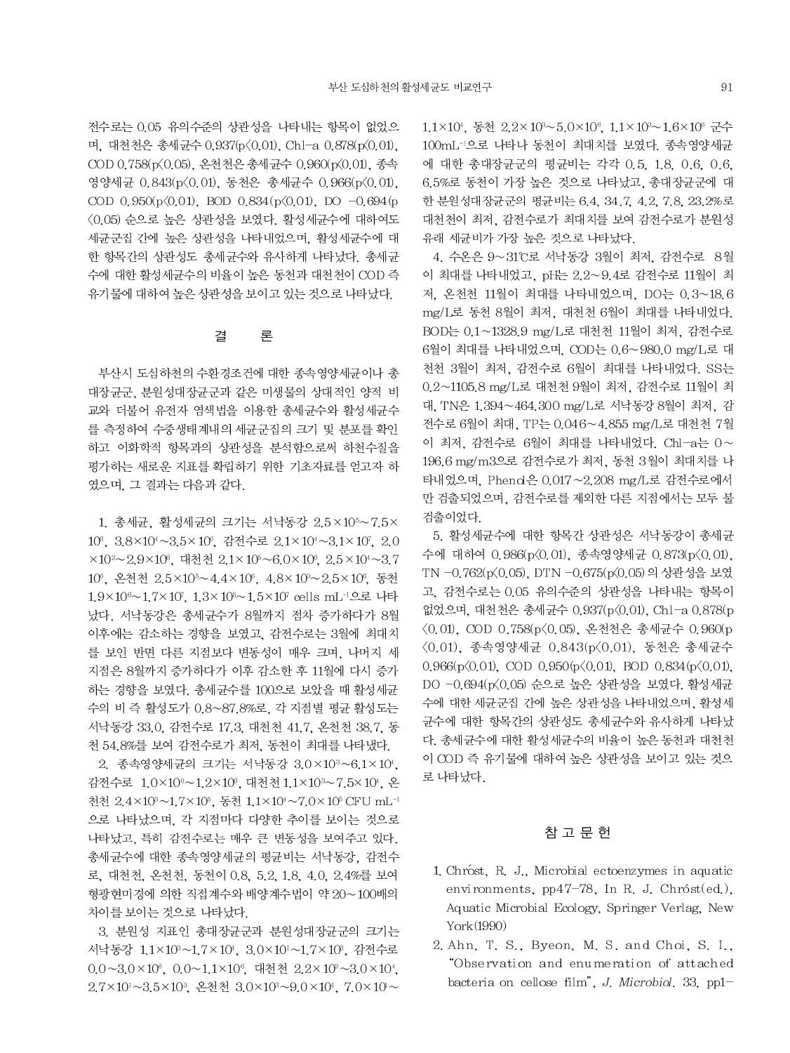전수로는 0.05 유의수준의 상관성을 나타내는 항목이 없었으며, 대천천은 총세균수 0.937($p<0.01$), Chl-a 0.878($p<0.01$), COD 0.758($p<0.05$), 온천천은 총세균수 0.960($p<0.01$), 종속영양세균 0.843($p<0.01$), 동천은 총세균수 0.966($p<0.01$), COD 0.950($p<0.01$), BOD 0.834($p<0.01$), DO −0.694($p<0.05$) 순으로 높은 상관성을 보였다. 활성세균수에 대하여도 세균군집 간에 높은 상관성을 나타내었으며, 활성세균수에 대한 항목간의 상관성도 총세균수와 유사하게 나타났다. 총세균수에 대한 활성세균수의 비율이 높은 동천과 대천천이 COD 즉 유기물에 대하여 높은 상관성을 보이고 있는 것으로 나타났다.

## 결　　론

부산시 도심하천의 수환경조건에 대한 종속영양세균이나 총대장균군, 분원성대장균군과 같은 미생물의 상대적인 양적 비교와 더불어 유전자 염색법을 이용한 총세균수와 활성세균수를 측정하여 수중생태계내의 세균군집의 크기 및 분포를 확인하고 이화학적 항목과의 상관성을 분석함으로써 하천수질을 평가하는 새로운 지표를 확립하기 위한 기초자료를 얻고자 하였으며, 그 결과는 다음과 같다.

1. 총세균, 활성세균의 크기는 서낙동강 $2.5\times10^5$~$7.5\times10^6$, $3.8\times10^4$~$3.5\times10^6$, 감전수로 $2.1\times10^4$~$3.1\times10^7$, $2.0\times10^2$~$2.9\times10^6$, 대천천 $2.1\times10^5$~$6.0\times10^6$, $2.5\times10^4$~$3.7\times10^6$, 온천천 $2.5\times10^5$~$4.4\times10^6$, $4.8\times10^3$~$2.5\times10^6$, 동천 $1.9\times10^6$~$1.7\times10^7$, $1.3\times10^6$~$1.5\times10^7$ cells $mL^{-1}$으로 나타났다. 서낙동강은 총세균수가 8월까지 점차 증가하다가 8월 이후에는 감소하는 경향을 보였고, 감전수로는 3월에 최대치를 보인 반면 다른 지점보다 변동성이 매우 크며, 나머지 세 지점은 8월까지 증가하다가 이후 감소한 후 11월에 다시 증가하는 경향을 보였다. 총세균수를 100으로 보았을 때 활성세균수의 비 즉 활성도가 0.8~87.8%로, 각 지점별 평균 활성도는 서낙동강 33.0, 감전수로 17.3, 대천천 41.7, 온천천 38.7, 동천 54.8%를 보여 감전수로가 최저, 동천이 최대를 나타냈다.

2. 종속영양세균의 크기는 서낙동강 $3.0\times10^3$~$6.1\times10^4$, 감전수로 $1.0\times10^0$~$1.2\times10^6$, 대천천 $1.1\times10^3$~$7.5\times10^4$, 온천천 $2.4\times10^3$~$1.7\times10^5$, 동천 $1.1\times10^4$~$7.0\times10^5$ CFU $mL^{-1}$으로 나타났으며, 각 지점마다 다양한 추이를 보이는 것으로 나타났고, 특히 감전수로는 매우 큰 변동성을 보여주고 있다. 총세균수에 대한 종속영양세균의 평균비는 서낙동강, 감전수로, 대천천, 온천천, 동천이 0.8, 5.2, 1.8, 4.0, 2.4%를 보여 형광현미경에 의한 직접계수와 배양계수법이 약 20~100배의 차이를 보이는 것으로 나타났다.

3. 분원성 지표인 총대장균군과 분원성대장균군의 크기는 서낙동강 $1.1\times10^3$~$1.7\times10^4$, $3.0\times10^1$~$1.7\times10^3$, 감전수로 $0.0$~$3.0\times10^6$, $0.0$~$1.1\times10^6$, 대천천 $2.2\times10^2$~$3.0\times10^4$, $2.7\times10^1$~$3.5\times10^3$, 온천천 $3.0\times10^3$~$9.0\times10^4$, $7.0\times10^1$~$1.1\times10^4$, 동천 $2.2\times10^3$~$5.0\times10^6$, $1.1\times10^3$~$1.6\times10^6$ 군수 $100mL^{-1}$으로 나타나 동천이 최대치를 보였다. 종속영양세균에 대한 총대장균군의 평균비는 각각 0.5, 1.8, 0.6, 0.6, 6.5%로 동천이 가장 높은 것으로 나타났고, 총대장균군에 대한 분원성대장균군의 평균비는 6.4, 34.7, 4.2, 7.8, 23.2%로 대천천이 최저, 감전수로가 최대치를 보여 감전수로가 분원성유래 세균비가 가장 높은 것으로 나타났다.

4. 수온은 9~31℃로 서낙동강 3월이 최저, 감전수로 8월이 최대를 나타내었고, pH는 2.2~9.4로 감전수로 11월이 최저, 온천천 11월이 최대를 나타내었으며, DO는 0.3~18.6 mg/L로 동천 8월이 최저, 대천천 6월이 최대를 나타내었다. BOD는 0.1~1328.9 mg/L로 대천천 11월이 최저, 감전수로 6월이 최대를 나타내었으며, COD는 0.6~980.0 mg/L로 대천천 3월이 최저, 감전수로 6월이 최대를 나타내었다. SS는 0.2~1105.8 mg/L로 대천천 9월이 최저, 감전수로 11월이 최대, TN은 1.394~464.300 mg/L로 서낙동강 8월이 최저, 감전수로 6월이 최대, TP는 0.046~4.855 mg/L로 대천천 7월이 최저, 감전수로 6월이 최대를 나타내었다. Chl-a는 0~196.6 mg/m3으로 감전수로가 최저, 동천 3월이 최대치를 나타내었으며, Phenol은 0.017~2.208 mg/L로 감전수로에서만 검출되었으며, 감전수로를 제외한 다른 지점에서는 모두 불검출이었다.

5. 활성세균수에 대한 항목간 상관성은 서낙동강이 총세균수에 대하여 0.986($p<0.01$), 종속영양세균 0.873($p<0.01$), TN −0.762($p<0.05$), DTN −0.675($p<0.05$)의 상관성을 보였고, 감전수로는 0.05 유의수준의 상관성을 나타내는 항목이 없었으며, 대천천은 총세균수 0.937($p<0.01$), Chl-a 0.878($p<0.01$), COD 0.758($p<0.05$), 온천천은 총세균수 0.960($p<0.01$), 종속영양세균 0.843($p<0.01$), 동천은 총세균수 0.966($p<0.01$), COD 0.950($p<0.01$), BOD 0.834($p<0.01$), DO −0.694($p<0.05$) 순으로 높은 상관성을 보였다. 활성세균수에 대한 세균군집 간에 높은 상관성을 나타내었으며, 활성세균수에 대한 항목간의 상관성도 총세균수와 유사하게 나타났다. 총세균수에 대한 활성세균수의 비율이 높은 동천과 대천천이 COD 즉 유기물에 대하여 높은 상관성을 보이고 있는 것으로 나타났다.

## 참 고 문 헌

1. Chróst, R. J., Microbial ectoenzymes in aquatic environments, pp47-78, In R. J. Chróst(ed.), Aquatic Microbial Ecology, Springer Verlag, New York(1990)
2. Ahn, T. S., Byeon, M. S. and Choi, S. I., "Observation and enumeration of attached bacteria on cellose film", *J. Microbiol.* 33, pp1-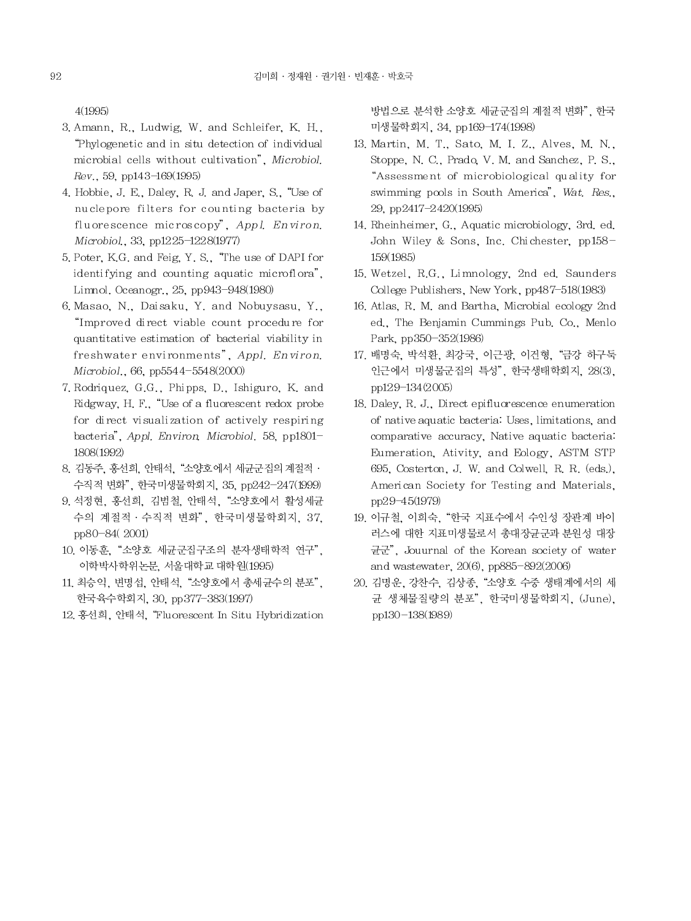4(1995)

3. Amann, R., Ludwig, W. and Schleifer, K. H., "Phylogenetic and in situ detection of individual microbial cells without cultivation", *Microbiol. Rev.*, 59, pp143-169(1995)
4. Hobbie, J. E., Daley, R. J. and Japer, S., "Use of nuclepore filters for counting bacteria by fluorescence microscopy", *Appl. Environ. Microbiol.*, 33, pp1225-1228(1977)
5. Poter, K.G. and Feig, Y. S., "The use of DAPI for identifying and counting aquatic microflora", Limnol. Oceanogr., 25, pp943-948(1980)
6. Masao, N., Daisaku, Y. and Nobuysasu, Y., "Improved direct viable count procedure for quantitative estimation of bacterial viability in freshwater environments", *Appl. Environ. Microbiol.*, 66, pp5544-5548(2000)
7. Rodriquez, G.G., Phipps, D., Ishiguro, K. and Ridgway, H. F., "Use of a fluorescent redox probe for direct visualization of actively respiring bacteria", *Appl. Environ. Microbiol.* 58, pp1801-1808(1992)
8. 김동주, 홍선희, 안태석, "소양호에서 세균군집의 계절적 · 수직적 변화", 한국미생물학회지, 35, pp242-247(1999)
9. 석정현, 홍선희, 김범철, 안태석, "소양호에서 활성세균수의 계절적 · 수직적 변화", 한국미생물학회지, 37, pp80-84( 2001)
10. 이동훈, "소양호 세균군집구조의 분자생태학적 연구", 이학박사학위논문, 서울대학교 대학원(1995)
11. 최승익, 변명섭, 안태석, "소양호에서 총세균수의 분포", 한국육수학회지, 30, pp377-383(1997)
12. 홍선희, 안태석, "Fluorescent In Situ Hybridization 방법으로 분석한 소양호 세균군집의 계절적 변화", 한국미생물학회지, 34, pp169-174(1998)
13. Martin, M. T., Sato, M. I. Z., Alves, M. N., Stoppe, N. C., Prado, V. M. and Sanchez, P. S., "Assessment of microbiological quality for swimming pools in South America", *Wat. Res.*, 29, pp2417-2420(1995)
14. Rheinheimer, G., Aquatic microbiology, 3rd. ed. John Wiley & Sons, Inc. Chichester, pp158-159(1985)
15. Wetzel, R.G., Limnology, 2nd ed. Saunders College Publishers, New York, pp487-518(1983)
16. Atlas, R. M. and Bartha, Microbial ecology 2nd ed., The Benjamin Cummings Pub. Co., Menlo Park, pp350-352(1986)
17. 배명숙, 박석환, 최강국, 이근광, 이건형, "금강 하구둑 인근에서 미생물군집의 특성", 한국생태학회지, 28(3), pp129-134(2005)
18. Daley, R. J., Direct epifluorescence enumeration of native aquatic bacteria: Uses, limitations, and comparative accuracy, Native aquatic bacteria: Eumeration, Ativity, and Eology, ASTM STP 695, Costerton, J. W. and Colwell, R. R. (eds.), American Society for Testing and Materials, pp29-45(1979)
19. 이규철, 이희숙, "한국 지표수에서 수인성 장관계 바이러스에 대한 지표미생물로서 총대장균군과 분원성 대장균군", Jouurnal of the Korean society of water and wastewater, 20(6), pp885-892(2006)
20. 김명운, 강찬수, 김상종, "소양호 수중 생태계에서의 세균 생체물질량의 분포", 한국미생물학회지, (June), pp130-138(1989)